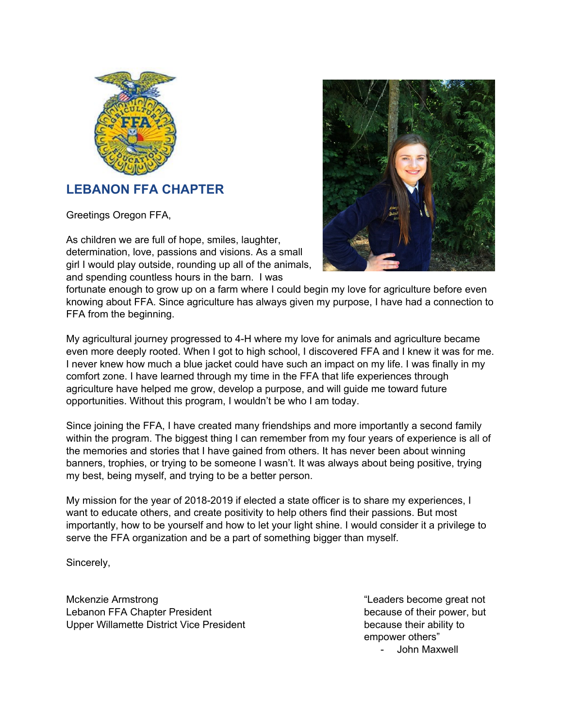## LEBANON FFA CHAPTER

Greetings Oregon FFA,

As children we are full of hope, smiles, laughter, determination, love, passions and visions. As a small girl I would play outside, rounding up all of the animals, and spending countless hours in the barn. I was fortunate enough to grow up on a farm where I could begin my love for agriculture before even knowing about FFA. Since agriculture has always given my purpose, I have had a connection to FFA from the beginning.

My agricultural journey progressed to 4-H where my love for animals and agriculture became even more deeply rooted. When I got to high school, I discovered FFA and I knew it was for me. I never knew how much a blue jacket could have such an impact on my life. I was finally in my comfort zone. I have learned through my time in the FFA that life experiences through agriculture have helped me grow, develop a purpose, and will guide me toward future opportunities. Without this program, I wouldn't be who I am today.

Since joining the FFA, I have created many friendships and more importantly a second family within the program. The biggest thing I can remember from my four years of experience is all of the memories and stories that I have gained from others. It has never been about winning banners, trophies, or trying to be someone I wasn't. It was always about being positive, trying my best, being myself, and trying to be a better person.

My mission for the year of 2018-2019 if elected a state officer is to share my experiences, I want to educate others, and create positivity to help others find their passions. But most importantly, how to be yourself and how to let your light shine. I would consider it a privilege to serve the FFA organization and be a part of something bigger than myself.

Sincerely,

Mckenzie Armstrong
Lebanon FFA Chapter President
Upper Willamette District Vice President

"Leaders become great not because of their power, but because their ability to empower others"
- John Maxwell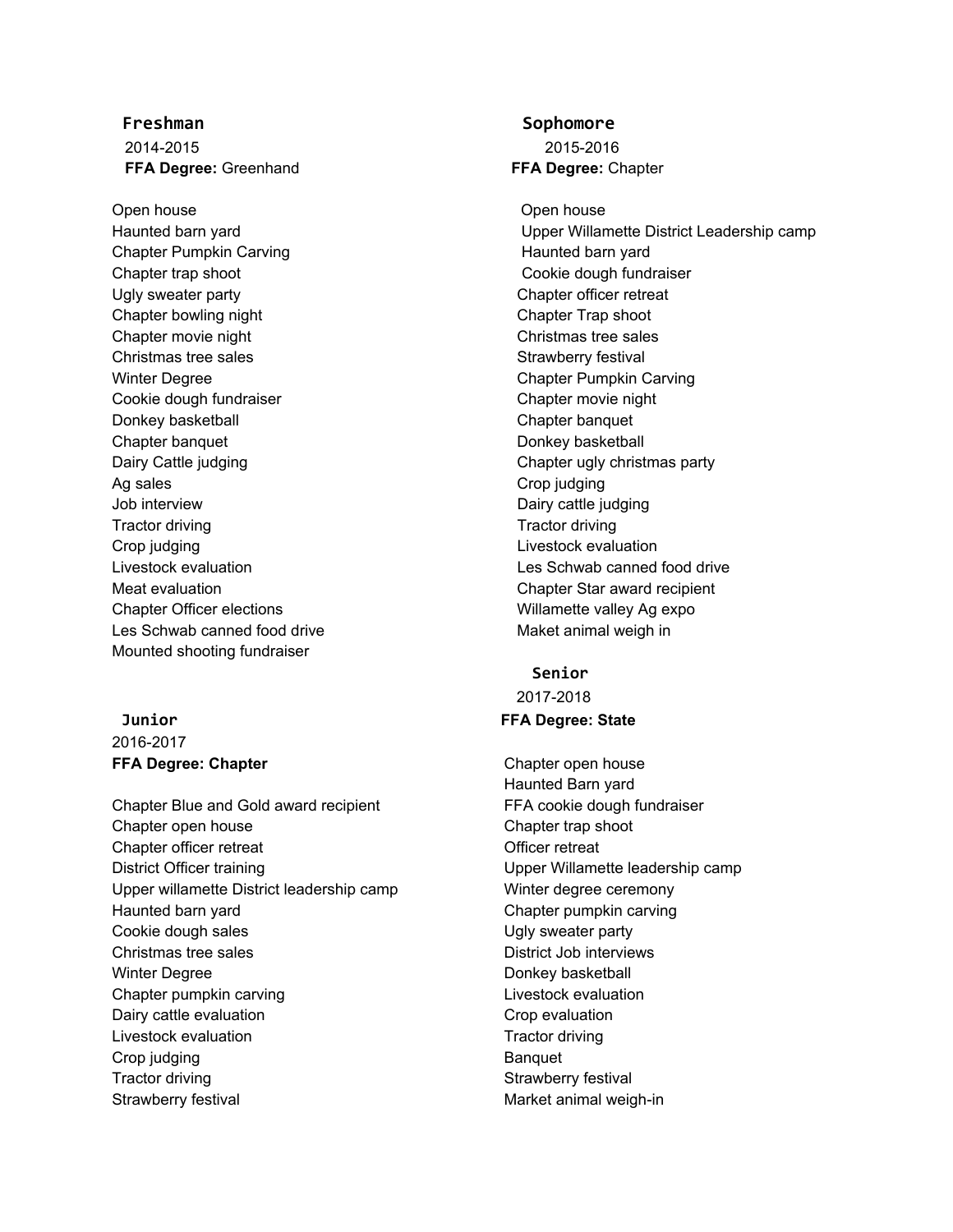### Freshman

2014-2015

**FFA Degree:** Greenhand

Open house
Haunted barn yard
Chapter Pumpkin Carving
Chapter trap shoot
Ugly sweater party
Chapter bowling night
Chapter movie night
Christmas tree sales
Winter Degree
Cookie dough fundraiser
Donkey basketball
Chapter banquet
Dairy Cattle judging
Ag sales
Job interview
Tractor driving
Crop judging
Livestock evaluation
Meat evaluation
Chapter Officer elections
Les Schwab canned food drive
Mounted shooting fundraiser

### Sophomore

2015-2016

**FFA Degree:** Chapter

Open house
Upper Willamette District Leadership camp
Haunted barn yard
Cookie dough fundraiser
Chapter officer retreat
Chapter Trap shoot
Christmas tree sales
Strawberry festival
Chapter Pumpkin Carving
Chapter movie night
Chapter banquet
Donkey basketball
Chapter ugly christmas party
Crop judging
Dairy cattle judging
Tractor driving
Livestock evaluation
Les Schwab canned food drive
Chapter Star award recipient
Willamette valley Ag expo
Maket animal weigh in

### Junior

2016-2017

**FFA Degree: Chapter**

Chapter Blue and Gold award recipient
Chapter open house
Chapter officer retreat
District Officer training
Upper willamette District leadership camp
Haunted barn yard
Cookie dough sales
Christmas tree sales
Winter Degree
Chapter pumpkin carving
Dairy cattle evaluation
Livestock evaluation
Crop judging
Tractor driving
Strawberry festival

### Senior

2017-2018

**FFA Degree: State**

Chapter open house
Haunted Barn yard
FFA cookie dough fundraiser
Chapter trap shoot
Officer retreat
Upper Willamette leadership camp
Winter degree ceremony
Chapter pumpkin carving
Ugly sweater party
District Job interviews
Donkey basketball
Livestock evaluation
Crop evaluation
Tractor driving
Banquet
Strawberry festival
Market animal weigh-in